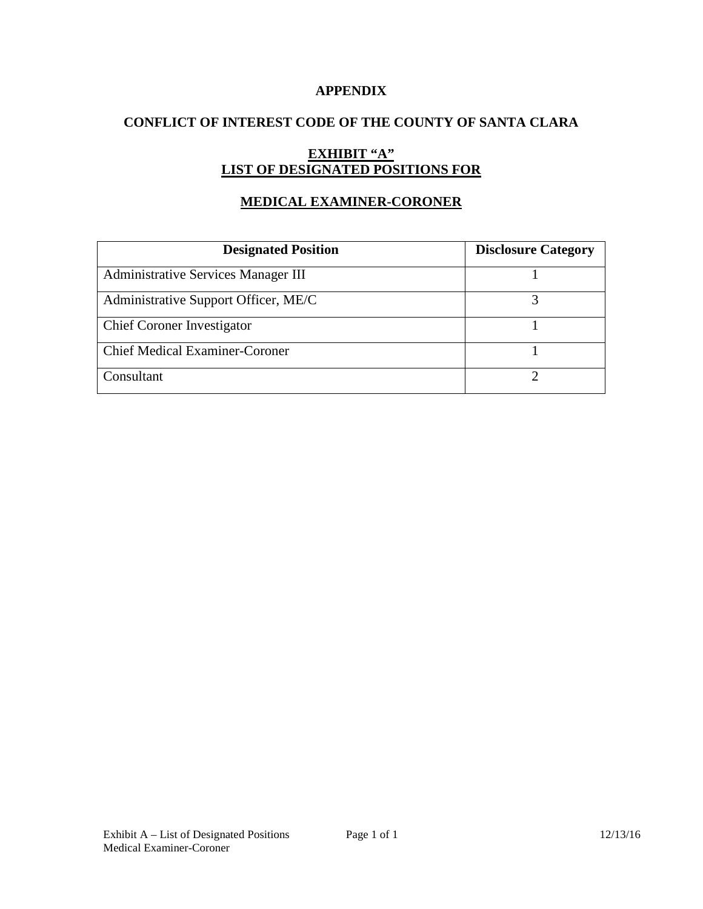**APPENDIX**

**CONFLICT OF INTEREST CODE OF THE COUNTY OF SANTA CLARA**

**EXHIBIT "A"**
**LIST OF DESIGNATED POSITIONS FOR**

**MEDICAL EXAMINER-CORONER**

| Designated Position | Disclosure Category |
|---|---|
| Administrative Services Manager III | 1 |
| Administrative Support Officer, ME/C | 3 |
| Chief Coroner Investigator | 1 |
| Chief Medical Examiner-Coroner | 1 |
| Consultant | 2 |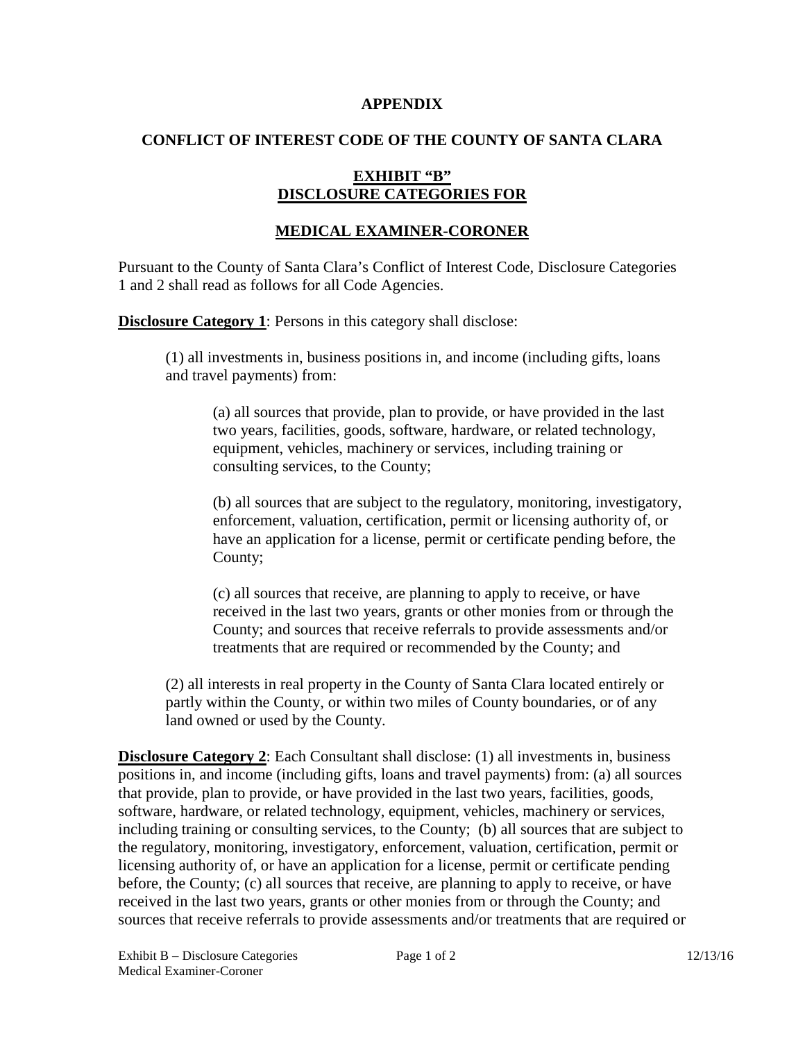**APPENDIX**

**CONFLICT OF INTEREST CODE OF THE COUNTY OF SANTA CLARA**

**EXHIBIT "B"**
**DISCLOSURE CATEGORIES FOR**

**MEDICAL EXAMINER-CORONER**

Pursuant to the County of Santa Clara's Conflict of Interest Code, Disclosure Categories 1 and 2 shall read as follows for all Code Agencies.

**Disclosure Category 1**: Persons in this category shall disclose:

(1) all investments in, business positions in, and income (including gifts, loans and travel payments) from:

(a) all sources that provide, plan to provide, or have provided in the last two years, facilities, goods, software, hardware, or related technology, equipment, vehicles, machinery or services, including training or consulting services, to the County;

(b) all sources that are subject to the regulatory, monitoring, investigatory, enforcement, valuation, certification, permit or licensing authority of, or have an application for a license, permit or certificate pending before, the County;

(c) all sources that receive, are planning to apply to receive, or have received in the last two years, grants or other monies from or through the County; and sources that receive referrals to provide assessments and/or treatments that are required or recommended by the County; and

(2) all interests in real property in the County of Santa Clara located entirely or partly within the County, or within two miles of County boundaries, or of any land owned or used by the County.

**Disclosure Category 2**: Each Consultant shall disclose: (1) all investments in, business positions in, and income (including gifts, loans and travel payments) from: (a) all sources that provide, plan to provide, or have provided in the last two years, facilities, goods, software, hardware, or related technology, equipment, vehicles, machinery or services, including training or consulting services, to the County; (b) all sources that are subject to the regulatory, monitoring, investigatory, enforcement, valuation, certification, permit or licensing authority of, or have an application for a license, permit or certificate pending before, the County; (c) all sources that receive, are planning to apply to receive, or have received in the last two years, grants or other monies from or through the County; and sources that receive referrals to provide assessments and/or treatments that are required or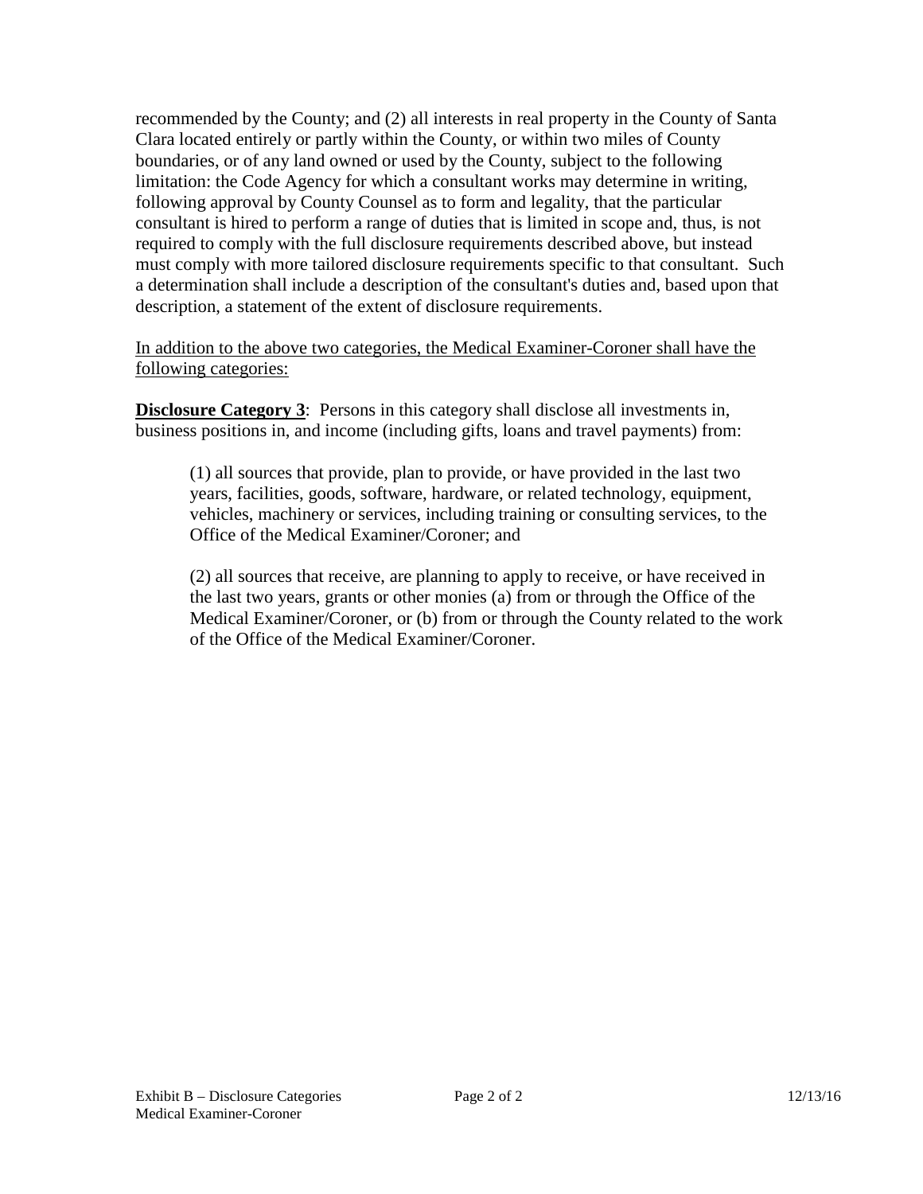recommended by the County; and (2) all interests in real property in the County of Santa Clara located entirely or partly within the County, or within two miles of County boundaries, or of any land owned or used by the County, subject to the following limitation: the Code Agency for which a consultant works may determine in writing, following approval by County Counsel as to form and legality, that the particular consultant is hired to perform a range of duties that is limited in scope and, thus, is not required to comply with the full disclosure requirements described above, but instead must comply with more tailored disclosure requirements specific to that consultant. Such a determination shall include a description of the consultant's duties and, based upon that description, a statement of the extent of disclosure requirements.

<u>In addition to the above two categories, the Medical Examiner-Coroner shall have the following categories:</u>

**<u>Disclosure Category 3</u>**: Persons in this category shall disclose all investments in, business positions in, and income (including gifts, loans and travel payments) from:

> (1) all sources that provide, plan to provide, or have provided in the last two years, facilities, goods, software, hardware, or related technology, equipment, vehicles, machinery or services, including training or consulting services, to the Office of the Medical Examiner/Coroner; and
>
> (2) all sources that receive, are planning to apply to receive, or have received in the last two years, grants or other monies (a) from or through the Office of the Medical Examiner/Coroner, or (b) from or through the County related to the work of the Office of the Medical Examiner/Coroner.